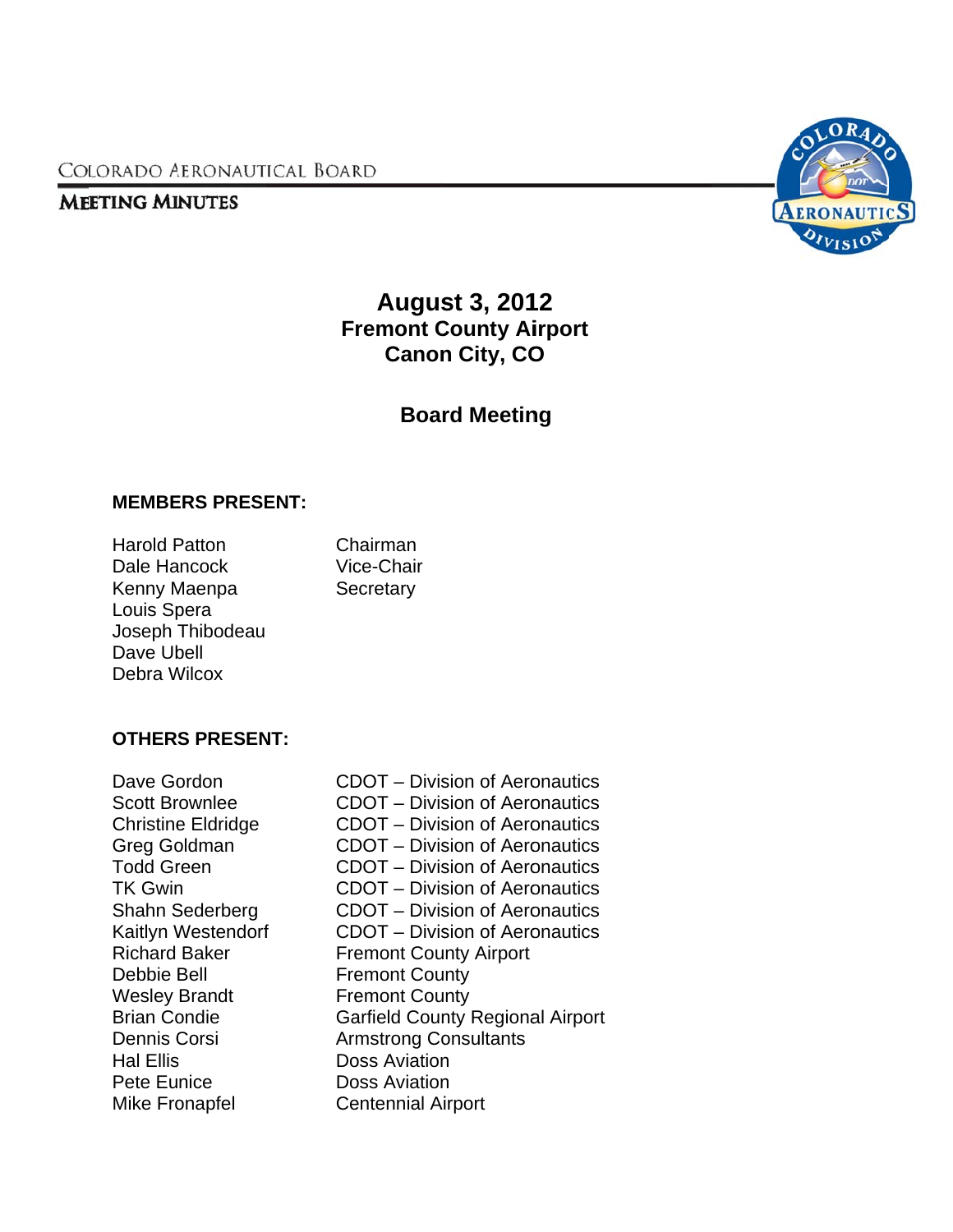COLORADO AERONAUTICAL BOARD

**MEETING MINUTES**

# August 3, 2012
## Fremont County Airport
## Canon City, CO

## Board Meeting

### MEMBERS PRESENT:

| | |
|---|---|
| Harold Patton | Chairman |
| Dale Hancock | Vice-Chair |
| Kenny Maenpa | Secretary |
| Louis Spera | |
| Joseph Thibodeau | |
| Dave Ubell | |
| Debra Wilcox | |

### OTHERS PRESENT:

| | |
|---|---|
| Dave Gordon | CDOT – Division of Aeronautics |
| Scott Brownlee | CDOT – Division of Aeronautics |
| Christine Eldridge | CDOT – Division of Aeronautics |
| Greg Goldman | CDOT – Division of Aeronautics |
| Todd Green | CDOT – Division of Aeronautics |
| TK Gwin | CDOT – Division of Aeronautics |
| Shahn Sederberg | CDOT – Division of Aeronautics |
| Kaitlyn Westendorf | CDOT – Division of Aeronautics |
| Richard Baker | Fremont County Airport |
| Debbie Bell | Fremont County |
| Wesley Brandt | Fremont County |
| Brian Condie | Garfield County Regional Airport |
| Dennis Corsi | Armstrong Consultants |
| Hal Ellis | Doss Aviation |
| Pete Eunice | Doss Aviation |
| Mike Fronapfel | Centennial Airport |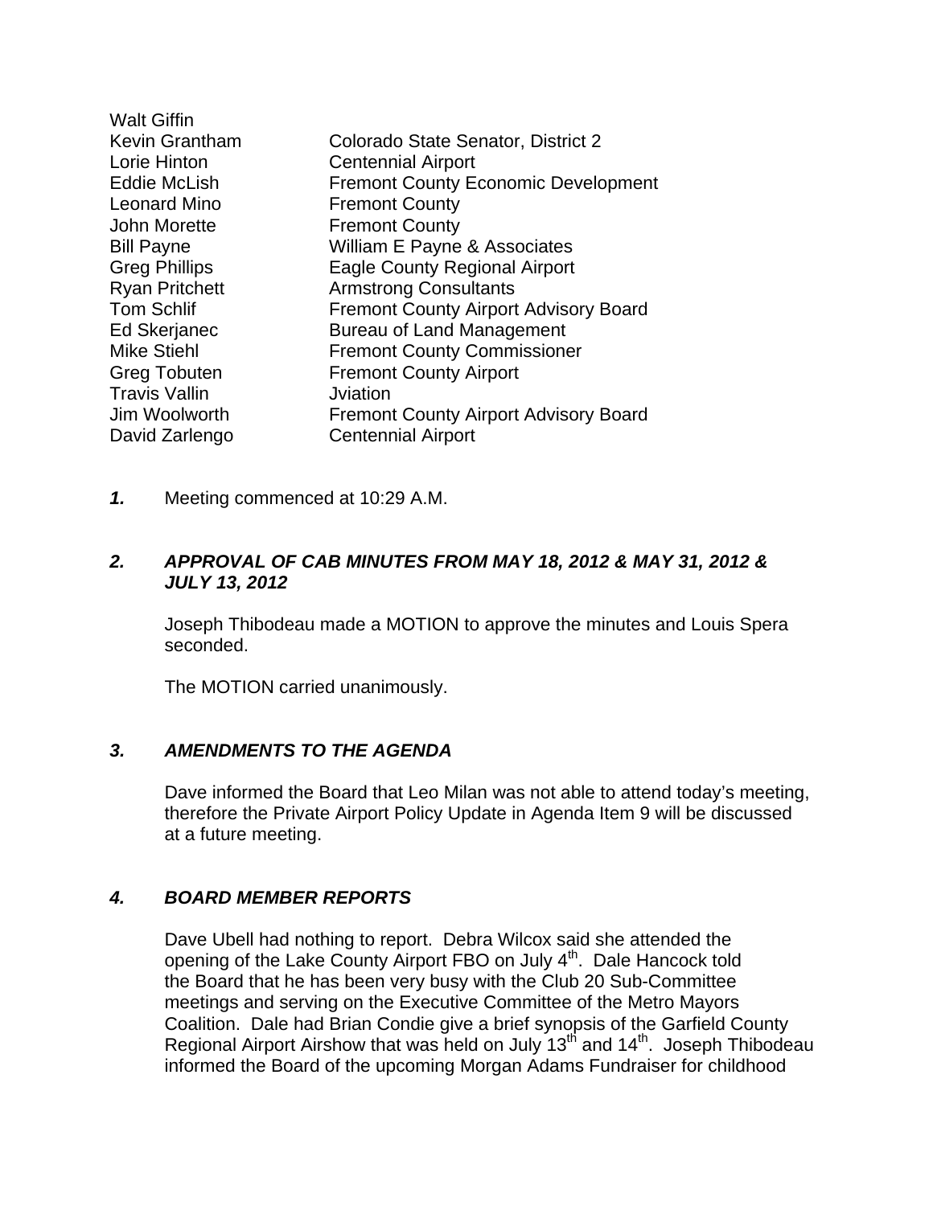| | |
|---|---|
| Walt Giffin | |
| Kevin Grantham | Colorado State Senator, District 2 |
| Lorie Hinton | Centennial Airport |
| Eddie McLish | Fremont County Economic Development |
| Leonard Mino | Fremont County |
| John Morette | Fremont County |
| Bill Payne | William E Payne & Associates |
| Greg Phillips | Eagle County Regional Airport |
| Ryan Pritchett | Armstrong Consultants |
| Tom Schlif | Fremont County Airport Advisory Board |
| Ed Skerjanec | Bureau of Land Management |
| Mike Stiehl | Fremont County Commissioner |
| Greg Tobuten | Fremont County Airport |
| Travis Vallin | Jviation |
| Jim Woolworth | Fremont County Airport Advisory Board |
| David Zarlengo | Centennial Airport |

***1.*** Meeting commenced at 10:29 A.M.

## *2. APPROVAL OF CAB MINUTES FROM MAY 18, 2012 & MAY 31, 2012 & JULY 13, 2012*

Joseph Thibodeau made a MOTION to approve the minutes and Louis Spera seconded.

The MOTION carried unanimously.

## *3. AMENDMENTS TO THE AGENDA*

Dave informed the Board that Leo Milan was not able to attend today's meeting, therefore the Private Airport Policy Update in Agenda Item 9 will be discussed at a future meeting.

## *4. BOARD MEMBER REPORTS*

Dave Ubell had nothing to report. Debra Wilcox said she attended the opening of the Lake County Airport FBO on July 4th. Dale Hancock told the Board that he has been very busy with the Club 20 Sub-Committee meetings and serving on the Executive Committee of the Metro Mayors Coalition. Dale had Brian Condie give a brief synopsis of the Garfield County Regional Airport Airshow that was held on July 13th and 14th. Joseph Thibodeau informed the Board of the upcoming Morgan Adams Fundraiser for childhood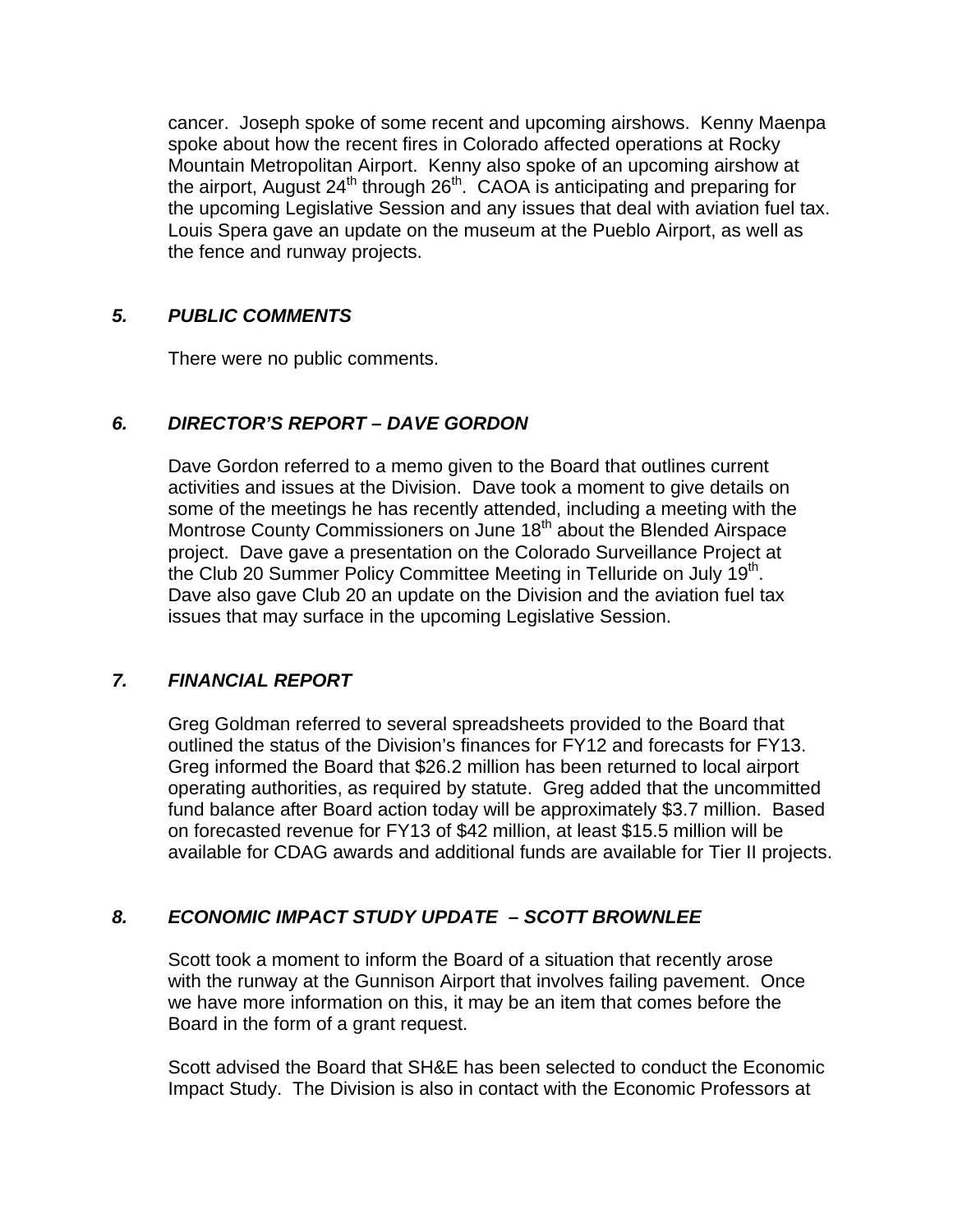cancer. Joseph spoke of some recent and upcoming airshows. Kenny Maenpa spoke about how the recent fires in Colorado affected operations at Rocky Mountain Metropolitan Airport. Kenny also spoke of an upcoming airshow at the airport, August 24th through 26th. CAOA is anticipating and preparing for the upcoming Legislative Session and any issues that deal with aviation fuel tax. Louis Spera gave an update on the museum at the Pueblo Airport, as well as the fence and runway projects.

### *5. PUBLIC COMMENTS*

There were no public comments.

### *6. DIRECTOR'S REPORT – DAVE GORDON*

Dave Gordon referred to a memo given to the Board that outlines current activities and issues at the Division. Dave took a moment to give details on some of the meetings he has recently attended, including a meeting with the Montrose County Commissioners on June 18th about the Blended Airspace project. Dave gave a presentation on the Colorado Surveillance Project at the Club 20 Summer Policy Committee Meeting in Telluride on July 19th. Dave also gave Club 20 an update on the Division and the aviation fuel tax issues that may surface in the upcoming Legislative Session.

### *7. FINANCIAL REPORT*

Greg Goldman referred to several spreadsheets provided to the Board that outlined the status of the Division's finances for FY12 and forecasts for FY13. Greg informed the Board that $26.2 million has been returned to local airport operating authorities, as required by statute. Greg added that the uncommitted fund balance after Board action today will be approximately $3.7 million. Based on forecasted revenue for FY13 of $42 million, at least $15.5 million will be available for CDAG awards and additional funds are available for Tier II projects.

### *8. ECONOMIC IMPACT STUDY UPDATE – SCOTT BROWNLEE*

Scott took a moment to inform the Board of a situation that recently arose with the runway at the Gunnison Airport that involves failing pavement. Once we have more information on this, it may be an item that comes before the Board in the form of a grant request.

Scott advised the Board that SH&E has been selected to conduct the Economic Impact Study. The Division is also in contact with the Economic Professors at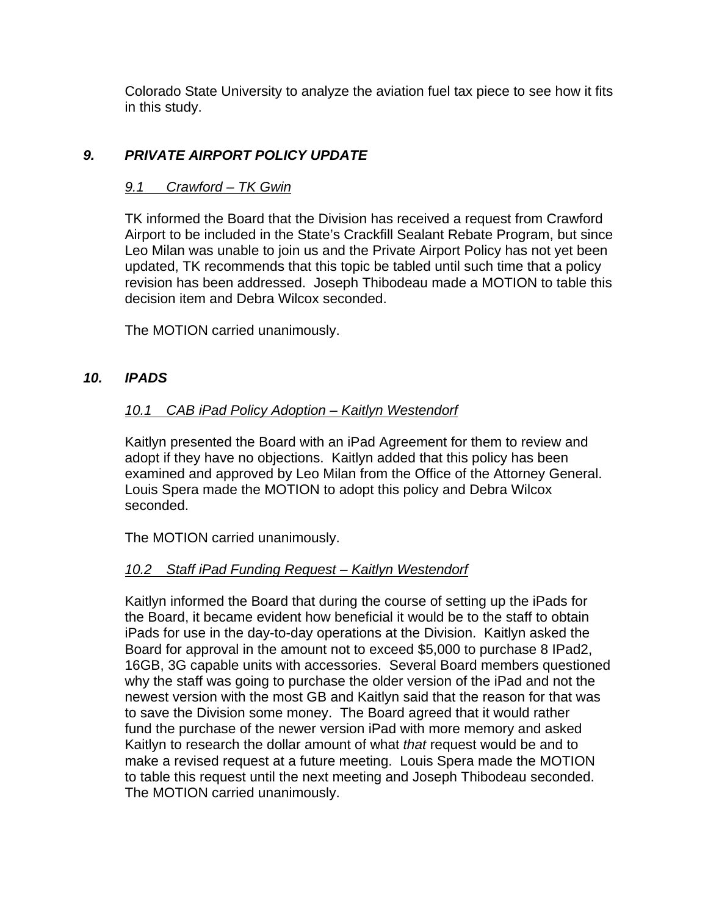Colorado State University to analyze the aviation fuel tax piece to see how it fits in this study.

## *9. PRIVATE AIRPORT POLICY UPDATE*

### *9.1 Crawford – TK Gwin*

TK informed the Board that the Division has received a request from Crawford Airport to be included in the State's Crackfill Sealant Rebate Program, but since Leo Milan was unable to join us and the Private Airport Policy has not yet been updated, TK recommends that this topic be tabled until such time that a policy revision has been addressed. Joseph Thibodeau made a MOTION to table this decision item and Debra Wilcox seconded.

The MOTION carried unanimously.

## *10. IPADS*

### *10.1 CAB iPad Policy Adoption – Kaitlyn Westendorf*

Kaitlyn presented the Board with an iPad Agreement for them to review and adopt if they have no objections. Kaitlyn added that this policy has been examined and approved by Leo Milan from the Office of the Attorney General. Louis Spera made the MOTION to adopt this policy and Debra Wilcox seconded.

The MOTION carried unanimously.

### *10.2 Staff iPad Funding Request – Kaitlyn Westendorf*

Kaitlyn informed the Board that during the course of setting up the iPads for the Board, it became evident how beneficial it would be to the staff to obtain iPads for use in the day-to-day operations at the Division. Kaitlyn asked the Board for approval in the amount not to exceed $5,000 to purchase 8 IPad2, 16GB, 3G capable units with accessories. Several Board members questioned why the staff was going to purchase the older version of the iPad and not the newest version with the most GB and Kaitlyn said that the reason for that was to save the Division some money. The Board agreed that it would rather fund the purchase of the newer version iPad with more memory and asked Kaitlyn to research the dollar amount of what *that* request would be and to make a revised request at a future meeting. Louis Spera made the MOTION to table this request until the next meeting and Joseph Thibodeau seconded. The MOTION carried unanimously.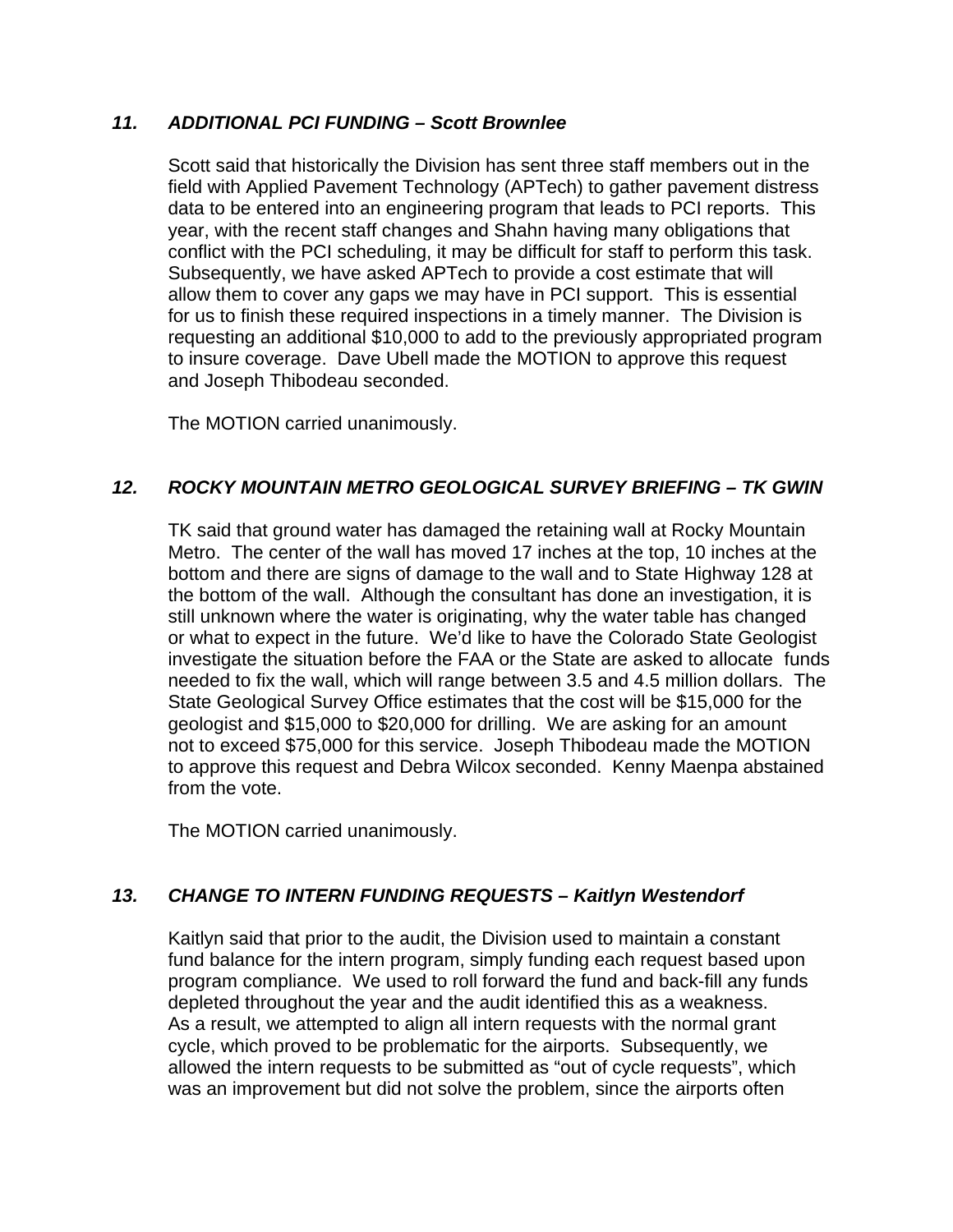### *11. ADDITIONAL PCI FUNDING – Scott Brownlee*

Scott said that historically the Division has sent three staff members out in the field with Applied Pavement Technology (APTech) to gather pavement distress data to be entered into an engineering program that leads to PCI reports. This year, with the recent staff changes and Shahn having many obligations that conflict with the PCI scheduling, it may be difficult for staff to perform this task. Subsequently, we have asked APTech to provide a cost estimate that will allow them to cover any gaps we may have in PCI support. This is essential for us to finish these required inspections in a timely manner. The Division is requesting an additional $10,000 to add to the previously appropriated program to insure coverage. Dave Ubell made the MOTION to approve this request and Joseph Thibodeau seconded.

The MOTION carried unanimously.

### *12. ROCKY MOUNTAIN METRO GEOLOGICAL SURVEY BRIEFING – TK GWIN*

TK said that ground water has damaged the retaining wall at Rocky Mountain Metro. The center of the wall has moved 17 inches at the top, 10 inches at the bottom and there are signs of damage to the wall and to State Highway 128 at the bottom of the wall. Although the consultant has done an investigation, it is still unknown where the water is originating, why the water table has changed or what to expect in the future. We'd like to have the Colorado State Geologist investigate the situation before the FAA or the State are asked to allocate funds needed to fix the wall, which will range between 3.5 and 4.5 million dollars. The State Geological Survey Office estimates that the cost will be $15,000 for the geologist and $15,000 to $20,000 for drilling. We are asking for an amount not to exceed $75,000 for this service. Joseph Thibodeau made the MOTION to approve this request and Debra Wilcox seconded. Kenny Maenpa abstained from the vote.

The MOTION carried unanimously.

### *13. CHANGE TO INTERN FUNDING REQUESTS – Kaitlyn Westendorf*

Kaitlyn said that prior to the audit, the Division used to maintain a constant fund balance for the intern program, simply funding each request based upon program compliance. We used to roll forward the fund and back-fill any funds depleted throughout the year and the audit identified this as a weakness. As a result, we attempted to align all intern requests with the normal grant cycle, which proved to be problematic for the airports. Subsequently, we allowed the intern requests to be submitted as "out of cycle requests", which was an improvement but did not solve the problem, since the airports often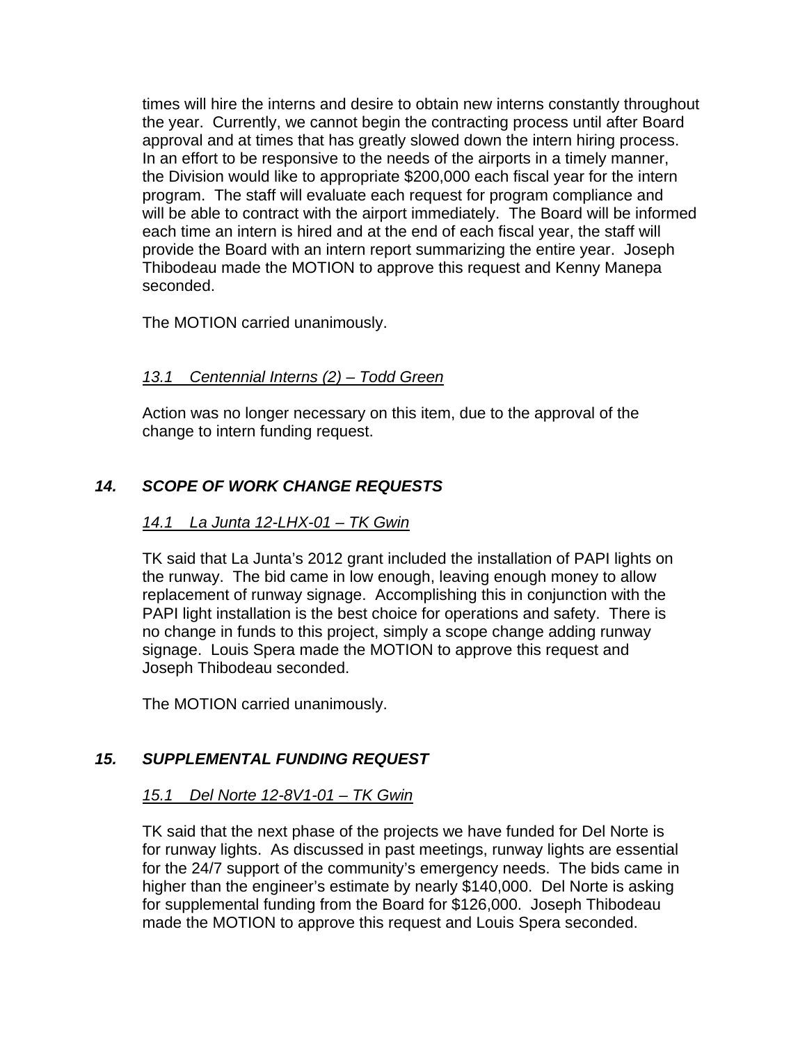times will hire the interns and desire to obtain new interns constantly throughout the year. Currently, we cannot begin the contracting process until after Board approval and at times that has greatly slowed down the intern hiring process. In an effort to be responsive to the needs of the airports in a timely manner, the Division would like to appropriate $200,000 each fiscal year for the intern program. The staff will evaluate each request for program compliance and will be able to contract with the airport immediately. The Board will be informed each time an intern is hired and at the end of each fiscal year, the staff will provide the Board with an intern report summarizing the entire year. Joseph Thibodeau made the MOTION to approve this request and Kenny Manepa seconded.

The MOTION carried unanimously.

<u>*13.1 Centennial Interns (2) – Todd Green*</u>

Action was no longer necessary on this item, due to the approval of the change to intern funding request.

### *14. SCOPE OF WORK CHANGE REQUESTS*

<u>*14.1 La Junta 12-LHX-01 – TK Gwin*</u>

TK said that La Junta's 2012 grant included the installation of PAPI lights on the runway. The bid came in low enough, leaving enough money to allow replacement of runway signage. Accomplishing this in conjunction with the PAPI light installation is the best choice for operations and safety. There is no change in funds to this project, simply a scope change adding runway signage. Louis Spera made the MOTION to approve this request and Joseph Thibodeau seconded.

The MOTION carried unanimously.

### *15. SUPPLEMENTAL FUNDING REQUEST*

<u>*15.1 Del Norte 12-8V1-01 – TK Gwin*</u>

TK said that the next phase of the projects we have funded for Del Norte is for runway lights. As discussed in past meetings, runway lights are essential for the 24/7 support of the community's emergency needs. The bids came in higher than the engineer's estimate by nearly $140,000. Del Norte is asking for supplemental funding from the Board for $126,000. Joseph Thibodeau made the MOTION to approve this request and Louis Spera seconded.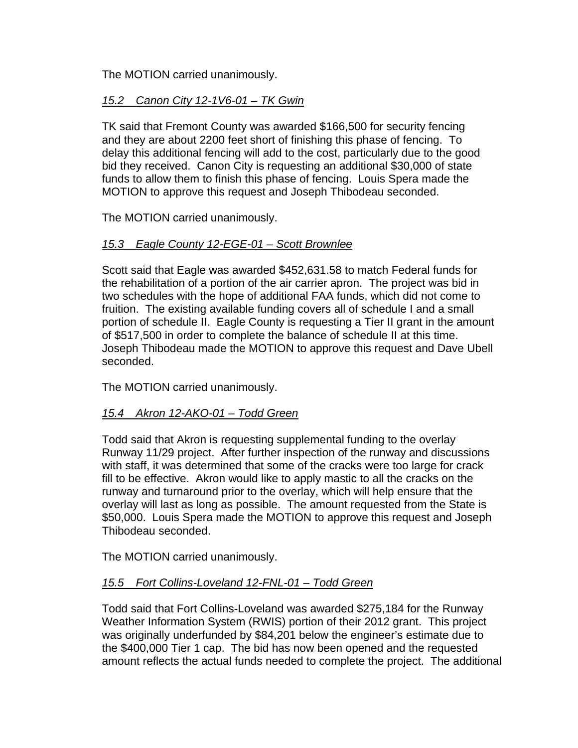The MOTION carried unanimously.

*15.2 Canon City 12-1V6-01 – TK Gwin*

TK said that Fremont County was awarded $166,500 for security fencing and they are about 2200 feet short of finishing this phase of fencing. To delay this additional fencing will add to the cost, particularly due to the good bid they received. Canon City is requesting an additional $30,000 of state funds to allow them to finish this phase of fencing. Louis Spera made the MOTION to approve this request and Joseph Thibodeau seconded.

The MOTION carried unanimously.

*15.3 Eagle County 12-EGE-01 – Scott Brownlee*

Scott said that Eagle was awarded $452,631.58 to match Federal funds for the rehabilitation of a portion of the air carrier apron. The project was bid in two schedules with the hope of additional FAA funds, which did not come to fruition. The existing available funding covers all of schedule I and a small portion of schedule II. Eagle County is requesting a Tier II grant in the amount of $517,500 in order to complete the balance of schedule II at this time. Joseph Thibodeau made the MOTION to approve this request and Dave Ubell seconded.

The MOTION carried unanimously.

*15.4 Akron 12-AKO-01 – Todd Green*

Todd said that Akron is requesting supplemental funding to the overlay Runway 11/29 project. After further inspection of the runway and discussions with staff, it was determined that some of the cracks were too large for crack fill to be effective. Akron would like to apply mastic to all the cracks on the runway and turnaround prior to the overlay, which will help ensure that the overlay will last as long as possible. The amount requested from the State is $50,000. Louis Spera made the MOTION to approve this request and Joseph Thibodeau seconded.

The MOTION carried unanimously.

*15.5 Fort Collins-Loveland 12-FNL-01 – Todd Green*

Todd said that Fort Collins-Loveland was awarded $275,184 for the Runway Weather Information System (RWIS) portion of their 2012 grant. This project was originally underfunded by $84,201 below the engineer's estimate due to the $400,000 Tier 1 cap. The bid has now been opened and the requested amount reflects the actual funds needed to complete the project. The additional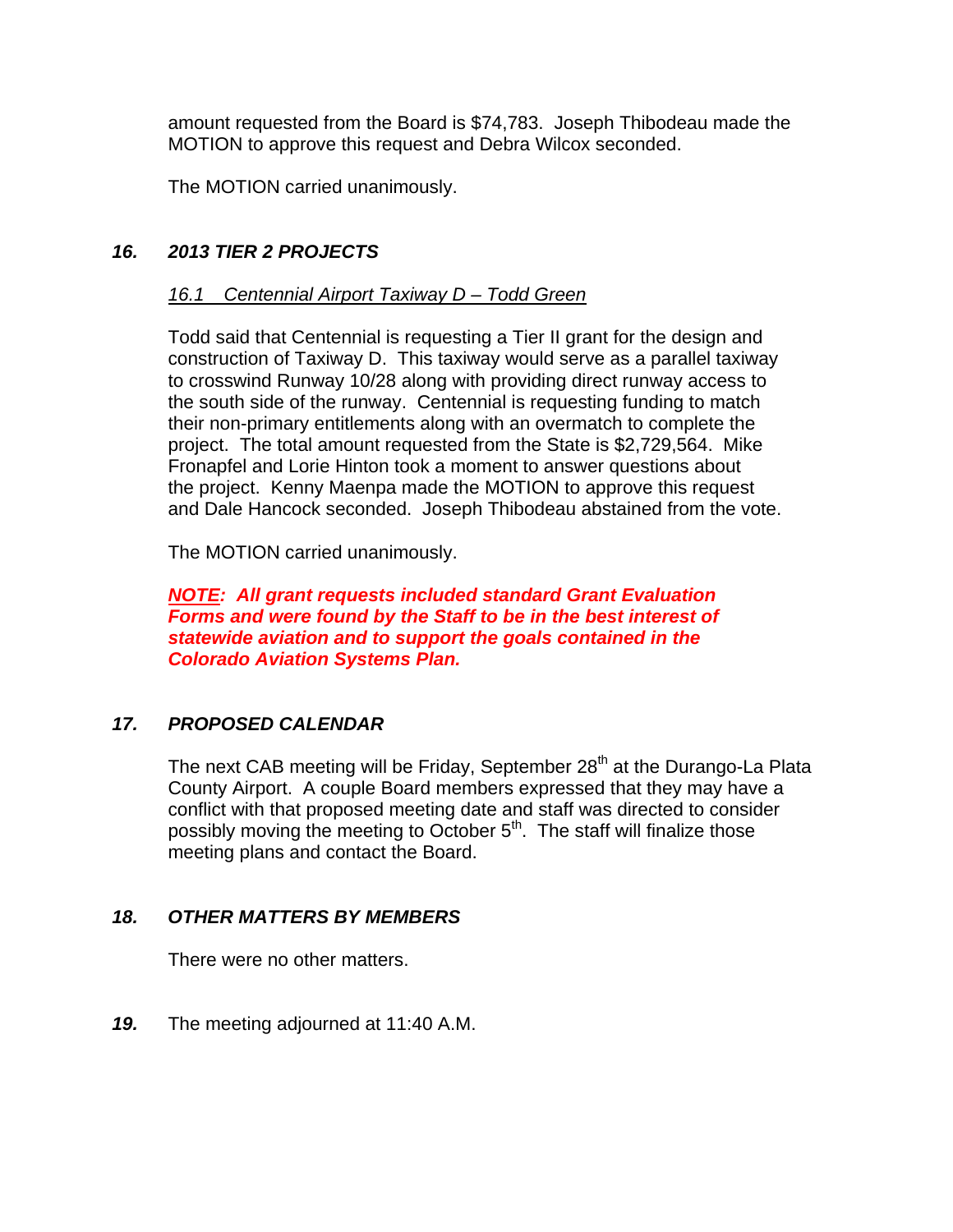amount requested from the Board is $74,783. Joseph Thibodeau made the MOTION to approve this request and Debra Wilcox seconded.

The MOTION carried unanimously.

### *16. 2013 TIER 2 PROJECTS*

*16.1 Centennial Airport Taxiway D – Todd Green*

Todd said that Centennial is requesting a Tier II grant for the design and construction of Taxiway D. This taxiway would serve as a parallel taxiway to crosswind Runway 10/28 along with providing direct runway access to the south side of the runway. Centennial is requesting funding to match their non-primary entitlements along with an overmatch to complete the project. The total amount requested from the State is $2,729,564. Mike Fronapfel and Lorie Hinton took a moment to answer questions about the project. Kenny Maenpa made the MOTION to approve this request and Dale Hancock seconded. Joseph Thibodeau abstained from the vote.

The MOTION carried unanimously.

***NOTE: All grant requests included standard Grant Evaluation Forms and were found by the Staff to be in the best interest of statewide aviation and to support the goals contained in the Colorado Aviation Systems Plan.***

### *17. PROPOSED CALENDAR*

The next CAB meeting will be Friday, September 28th at the Durango-La Plata County Airport. A couple Board members expressed that they may have a conflict with that proposed meeting date and staff was directed to consider possibly moving the meeting to October 5th. The staff will finalize those meeting plans and contact the Board.

### *18. OTHER MATTERS BY MEMBERS*

There were no other matters.

***19.*** The meeting adjourned at 11:40 A.M.